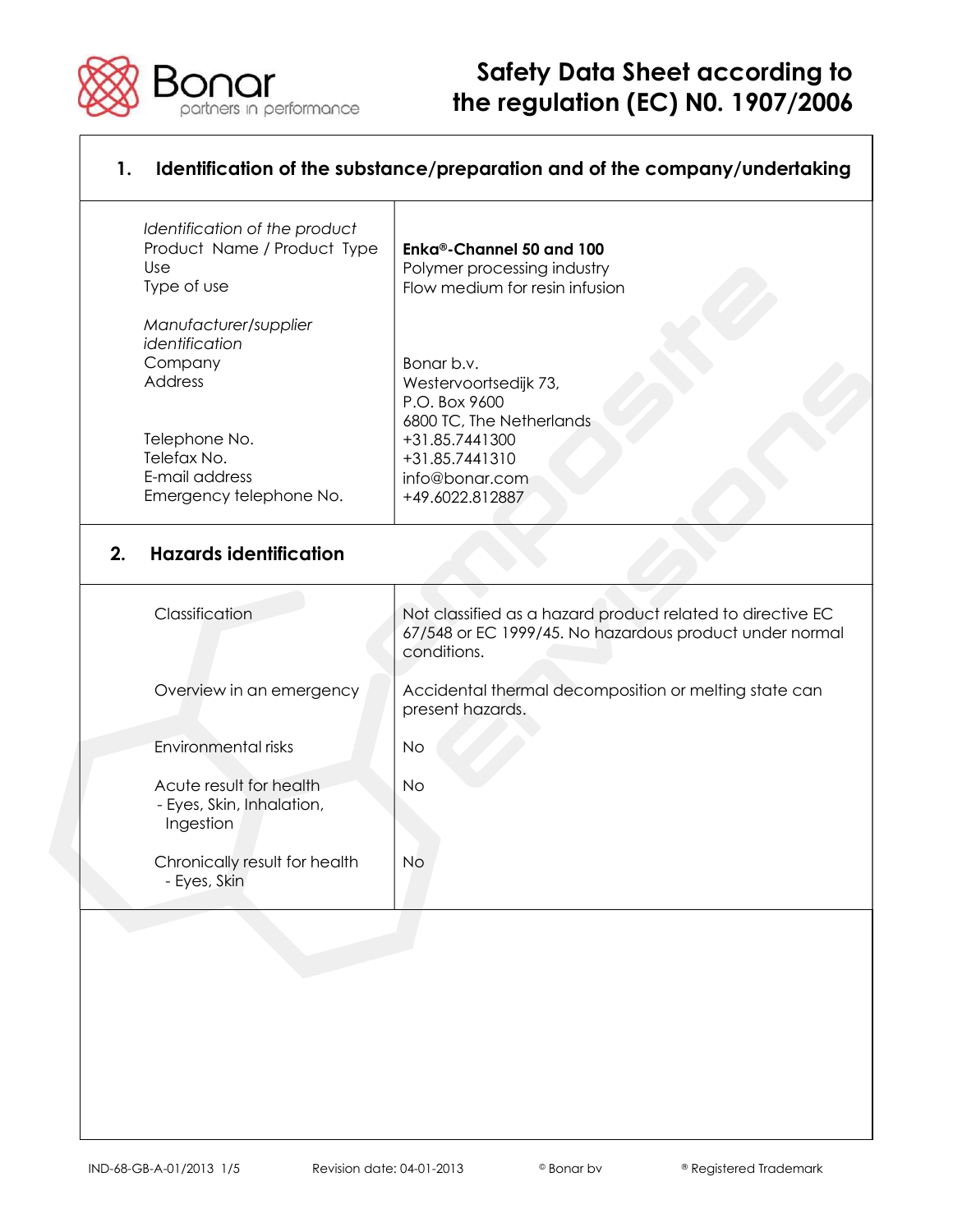# Safety Data Sheet according to the regulation (EC) N0. 1907/2006

## 1. Identification of the substance/preparation and of the company/undertaking

| | |
|---|---|
| *Identification of the product* | |
| Product Name / Product Type | **Enka®-Channel 50 and 100** |
| Use | Polymer processing industry |
| Type of use | Flow medium for resin infusion |
| *Manufacturer/supplier identification* | |
| Company | Bonar b.v. |
| Address | Westervoortsedijk 73,<br>P.O. Box 9600<br>6800 TC, The Netherlands |
| Telephone No. | +31.85.7441300 |
| Telefax No. | +31.85.7441310 |
| E-mail address | info@bonar.com |
| Emergency telephone No. | +49.6022.812887 |

## 2. Hazards identification

| | |
|---|---|
| Classification | Not classified as a hazard product related to directive EC 67/548 or EC 1999/45. No hazardous product under normal conditions. |
| Overview in an emergency | Accidental thermal decomposition or melting state can present hazards. |
| Environmental risks | No |
| Acute result for health<br>- Eyes, Skin, Inhalation, Ingestion | No |
| Chronically result for health<br>- Eyes, Skin | No |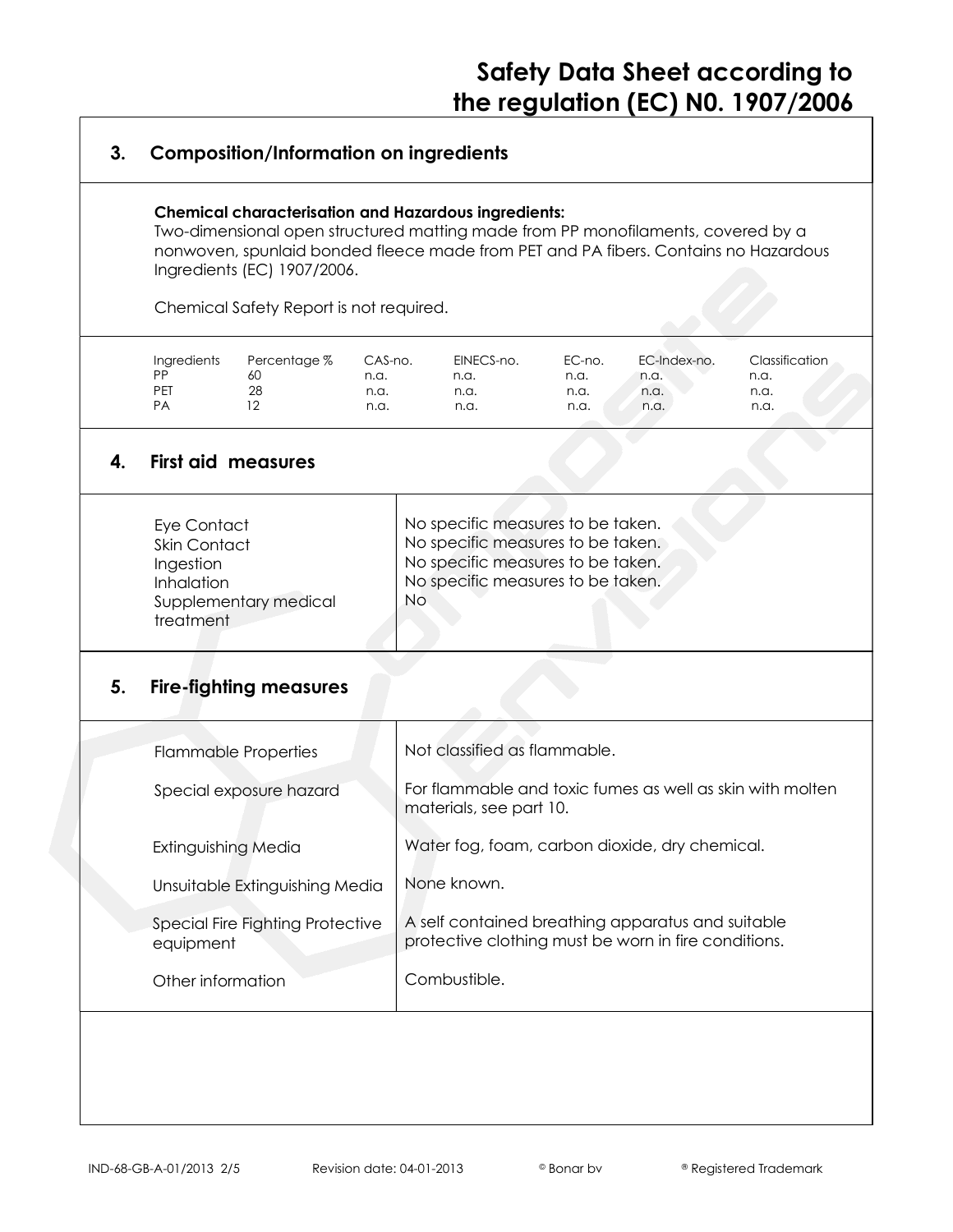## 3. Composition/Information on ingredients

**Chemical characterisation and Hazardous ingredients:**
Two-dimensional open structured matting made from PP monofilaments, covered by a nonwoven, spunlaid bonded fleece made from PET and PA fibers. Contains no Hazardous Ingredients (EC) 1907/2006.

Chemical Safety Report is not required.

| Ingredients | Percentage % | CAS-no. | EINECS-no. | EC-no. | EC-Index-no. | Classification |
|---|---|---|---|---|---|---|
| PP | 60 | n.a. | n.a. | n.a. | n.a. | n.a. |
| PET | 28 | n.a. | n.a. | n.a. | n.a. | n.a. |
| PA | 12 | n.a. | n.a. | n.a. | n.a. | n.a. |

## 4. First aid measures

| | |
|---|---|
| Eye Contact | No specific measures to be taken. |
| Skin Contact | No specific measures to be taken. |
| Ingestion | No specific measures to be taken. |
| Inhalation | No specific measures to be taken. |
| Supplementary medical treatment | No |

## 5. Fire-fighting measures

| | |
|---|---|
| Flammable Properties | Not classified as flammable. |
| Special exposure hazard | For flammable and toxic fumes as well as skin with molten materials, see part 10. |
| Extinguishing Media | Water fog, foam, carbon dioxide, dry chemical. |
| Unsuitable Extinguishing Media | None known. |
| Special Fire Fighting Protective equipment | A self contained breathing apparatus and suitable protective clothing must be worn in fire conditions. |
| Other information | Combustible. |

IND-68-GB-A-01/2013 2/5 Revision date: 04-01-2013 © Bonar bv ® Registered Trademark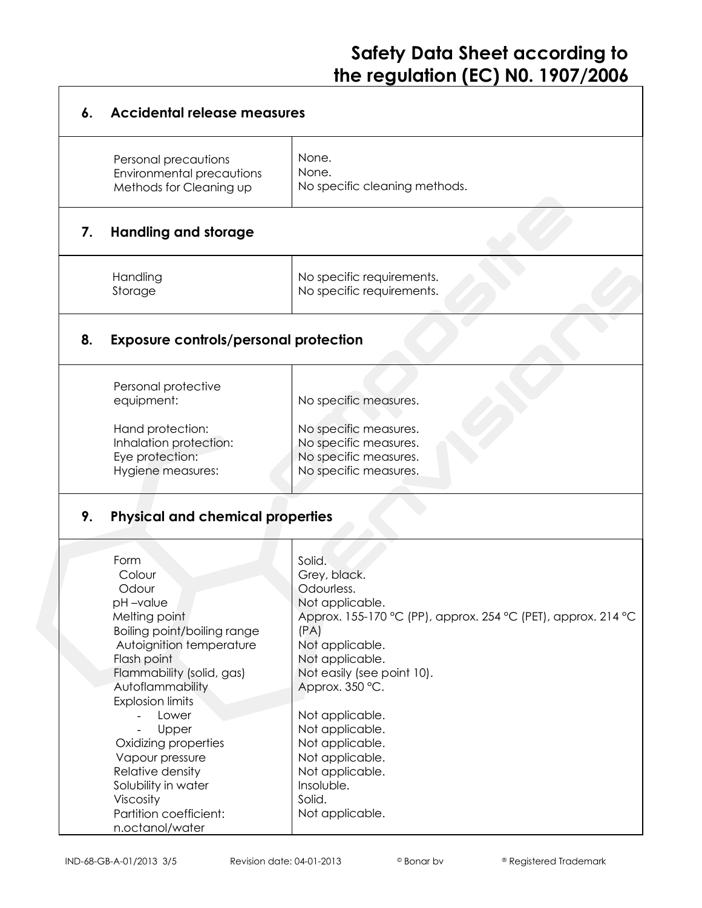## 6. Accidental release measures

| | |
|---|---|
| Personal precautions | None. |
| Environmental precautions | None. |
| Methods for Cleaning up | No specific cleaning methods. |

## 7. Handling and storage

| | |
|---|---|
| Handling | No specific requirements. |
| Storage | No specific requirements. |

## 8. Exposure controls/personal protection

| | |
|---|---|
| Personal protective equipment: | No specific measures. |
| Hand protection: | No specific measures. |
| Inhalation protection: | No specific measures. |
| Eye protection: | No specific measures. |
| Hygiene measures: | No specific measures. |

## 9. Physical and chemical properties

| | |
|---|---|
| Form | Solid. |
| Colour | Grey, black. |
| Odour | Odourless. |
| pH –value | Not applicable. |
| Melting point | Approx. 155-170 °C (PP), approx. 254 °C (PET), approx. 214 °C (PA) |
| Boiling point/boiling range | |
| Autoignition temperature | Not applicable. |
| Flash point | Not applicable. |
| Flammability (solid, gas) | Not easily (see point 10). |
| Autoflammability | Approx. 350 °C. |
| Explosion limits | |
| - Lower | Not applicable. |
| - Upper | Not applicable. |
| Oxidizing properties | Not applicable. |
| Vapour pressure | Not applicable. |
| Relative density | Not applicable. |
| Solubility in water | Insoluble. |
| Viscosity | Solid. |
| Partition coefficient: n.octanol/water | Not applicable. |

IND-68-GB-A-01/2013 3/5 Revision date: 04-01-2013 © Bonar bv ® Registered Trademark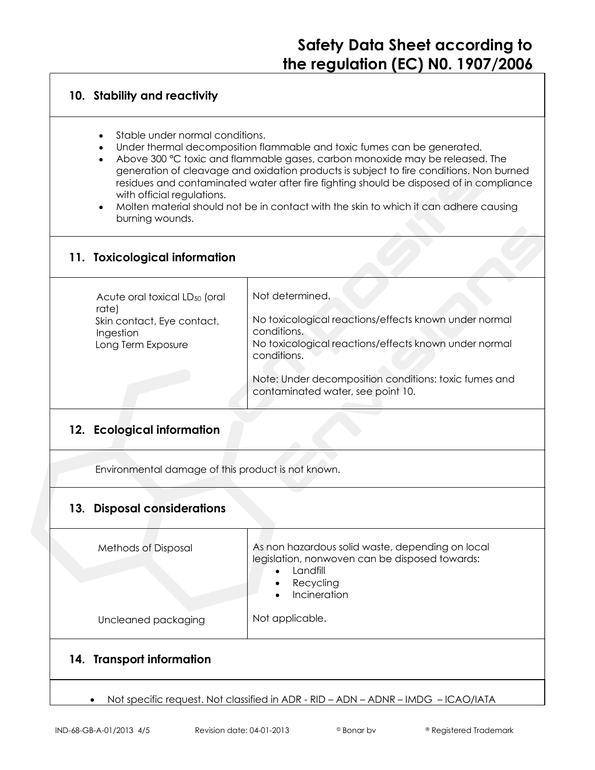# Safety Data Sheet according to the regulation (EC) N0. 1907/2006

## 10. Stability and reactivity

- Stable under normal conditions.
- Under thermal decomposition flammable and toxic fumes can be generated.
- Above 300 °C toxic and flammable gases, carbon monoxide may be released. The generation of cleavage and oxidation products is subject to fire conditions. Non burned residues and contaminated water after fire fighting should be disposed of in compliance with official regulations.
- Molten material should not be in contact with the skin to which it can adhere causing burning wounds.

## 11. Toxicological information

| | |
|---|---|
| Acute oral toxical $LD_{50}$ (oral rate) | Not determined. |
| Skin contact, Eye contact, Ingestion | No toxicological reactions/effects known under normal conditions. |
| Long Term Exposure | No toxicological reactions/effects known under normal conditions.<br><br>Note: Under decomposition conditions: toxic fumes and contaminated water, see point 10. |

## 12. Ecological information

Environmental damage of this product is not known.

## 13. Disposal considerations

| | |
|---|---|
| Methods of Disposal | As non hazardous solid waste, depending on local legislation, nonwoven can be disposed towards:<br>• Landfill<br>• Recycling<br>• Incineration |
| Uncleaned packaging | Not applicable. |

## 14. Transport information

- Not specific request. Not classified in ADR - RID – ADN – ADNR – IMDG – ICAO/IATA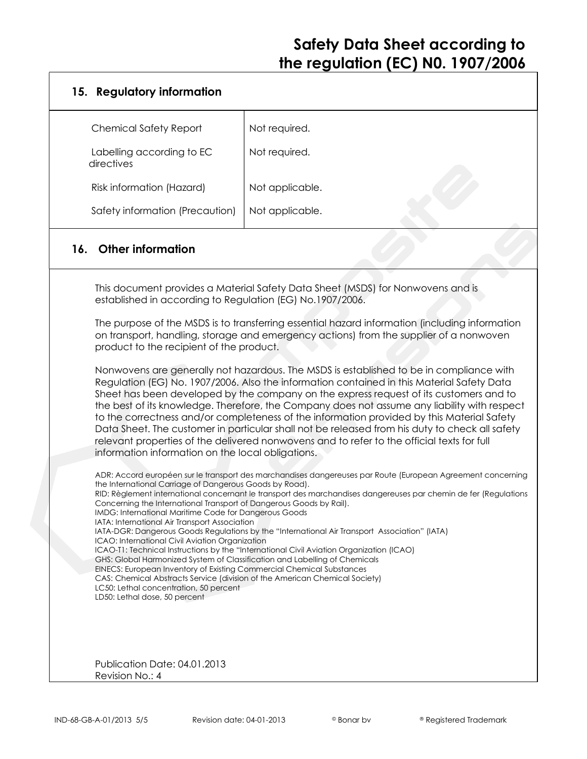# Safety Data Sheet according to the regulation (EC) N0. 1907/2006

## 15. Regulatory information

| | |
|---|---|
| Chemical Safety Report | Not required. |
| Labelling according to EC directives | Not required. |
| Risk information (Hazard) | Not applicable. |
| Safety information (Precaution) | Not applicable. |

## 16. Other information

This document provides a Material Safety Data Sheet (MSDS) for Nonwovens and is established in according to Regulation (EG) No.1907/2006.

The purpose of the MSDS is to transferring essential hazard information (including information on transport, handling, storage and emergency actions) from the supplier of a nonwoven product to the recipient of the product.

Nonwovens are generally not hazardous. The MSDS is established to be in compliance with Regulation (EG) No. 1907/2006. Also the information contained in this Material Safety Data Sheet has been developed by the company on the express request of its customers and to the best of its knowledge. Therefore, the Company does not assume any liability with respect to the correctness and/or completeness of the information provided by this Material Safety Data Sheet. The customer in particular shall not be released from his duty to check all safety relevant properties of the delivered nonwovens and to refer to the official texts for full information information on the local obligations.

ADR: Accord européen sur le transport des marchandises dangereuses par Route (European Agreement concerning the International Carriage of Dangerous Goods by Road).
RID: Règlement international concernant le transport des marchandises dangereuses par chemin de fer (Regulations Concerning the International Transport of Dangerous Goods by Rail).
IMDG: International Maritime Code for Dangerous Goods
IATA: International Air Transport Association
IATA-DGR: Dangerous Goods Regulations by the "International Air Transport Association" (IATA)
ICAO: International Civil Aviation Organization
ICAO-TI: Technical Instructions by the "International Civil Aviation Organization (ICAO)
GHS: Global Harmonized System of Classification and Labelling of Chemicals
EINECS: European Inventory of Existing Commercial Chemical Substances
CAS: Chemical Abstracts Service (division of the American Chemical Society)
LC50: Lethal concentration, 50 percent
LD50: Lethal dose, 50 percent

Publication Date: 04.01.2013
Revision No.: 4